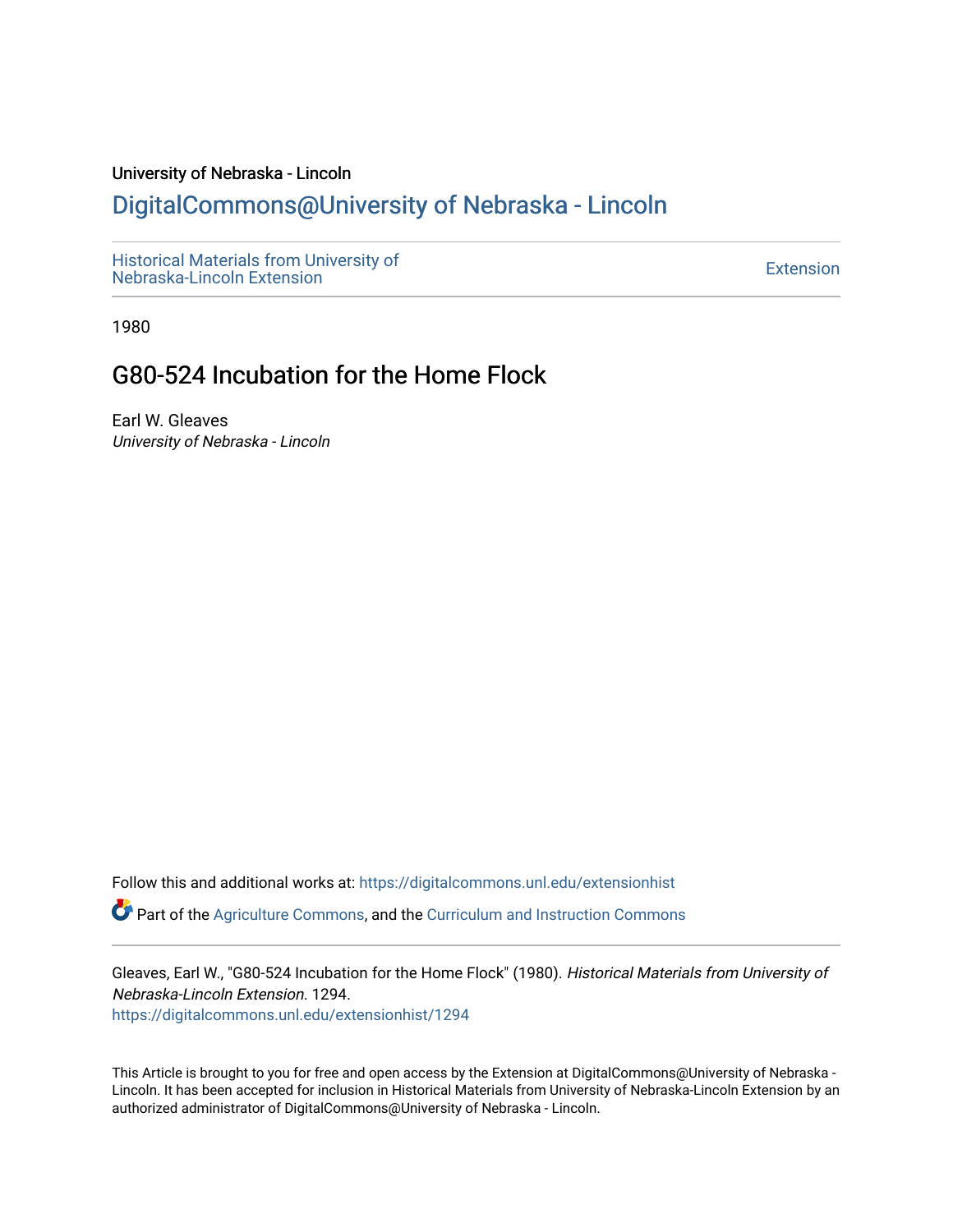University of Nebraska - Lincoln

# DigitalCommons@University of Nebraska - Lincoln

Historical Materials from University of Nebraska-Lincoln Extension | Extension

1980

## G80-524 Incubation for the Home Flock

Earl W. Gleaves
*University of Nebraska - Lincoln*

Follow this and additional works at: https://digitalcommons.unl.edu/extensionhist

Part of the Agriculture Commons, and the Curriculum and Instruction Commons

Gleaves, Earl W., "G80-524 Incubation for the Home Flock" (1980). *Historical Materials from University of Nebraska-Lincoln Extension.* 1294.
https://digitalcommons.unl.edu/extensionhist/1294

This Article is brought to you for free and open access by the Extension at DigitalCommons@University of Nebraska - Lincoln. It has been accepted for inclusion in Historical Materials from University of Nebraska-Lincoln Extension by an authorized administrator of DigitalCommons@University of Nebraska - Lincoln.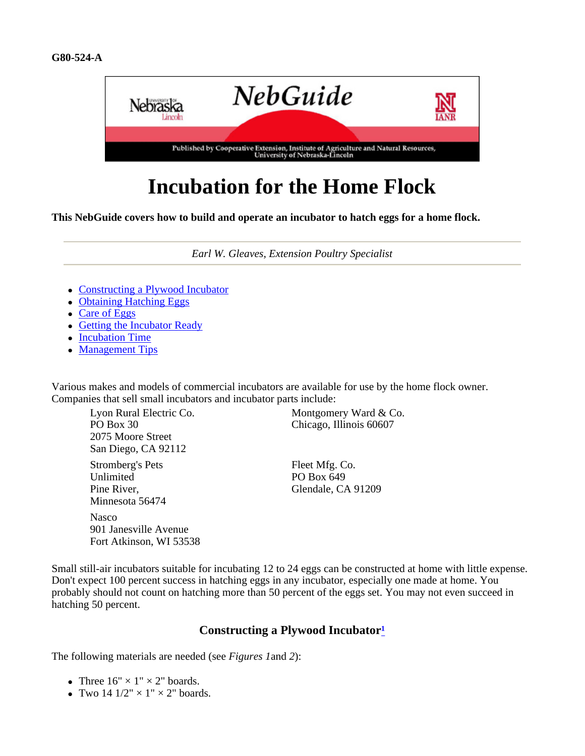G80-524-A

NebGuide

Published by Cooperative Extension, Institute of Agriculture and Natural Resources, University of Nebraska-Lincoln

# Incubation for the Home Flock

**This NebGuide covers how to build and operate an incubator to hatch eggs for a home flock.**

*Earl W. Gleaves, Extension Poultry Specialist*

- Constructing a Plywood Incubator
- Obtaining Hatching Eggs
- Care of Eggs
- Getting the Incubator Ready
- Incubation Time
- Management Tips

Various makes and models of commercial incubators are available for use by the home flock owner. Companies that sell small incubators and incubator parts include:

Lyon Rural Electric Co.
PO Box 30
2075 Moore Street
San Diego, CA 92112

Montgomery Ward & Co.
Chicago, Illinois 60607

Stromberg's Pets Unlimited
Pine River,
Minnesota 56474

Fleet Mfg. Co.
PO Box 649
Glendale, CA 91209

Nasco
901 Janesville Avenue
Fort Atkinson, WI 53538

Small still-air incubators suitable for incubating 12 to 24 eggs can be constructed at home with little expense. Don't expect 100 percent success in hatching eggs in any incubator, especially one made at home. You probably should not count on hatching more than 50 percent of the eggs set. You may not even succeed in hatching 50 percent.

### Constructing a Plywood Incubator[1]

The following materials are needed (see *Figures 1* and *2*):

- Three 16" × 1" × 2" boards.
- Two 14 1/2" × 1" × 2" boards.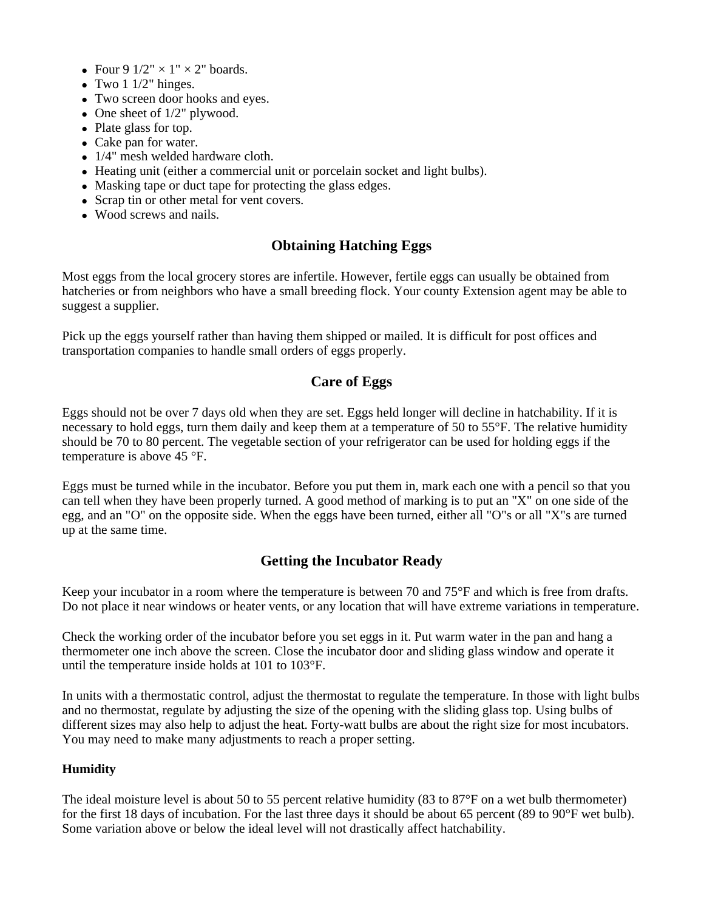- Four 9 1/2" × 1" × 2" boards.
- Two 1 1/2" hinges.
- Two screen door hooks and eyes.
- One sheet of 1/2" plywood.
- Plate glass for top.
- Cake pan for water.
- 1/4" mesh welded hardware cloth.
- Heating unit (either a commercial unit or porcelain socket and light bulbs).
- Masking tape or duct tape for protecting the glass edges.
- Scrap tin or other metal for vent covers.
- Wood screws and nails.

## Obtaining Hatching Eggs

Most eggs from the local grocery stores are infertile. However, fertile eggs can usually be obtained from hatcheries or from neighbors who have a small breeding flock. Your county Extension agent may be able to suggest a supplier.

Pick up the eggs yourself rather than having them shipped or mailed. It is difficult for post offices and transportation companies to handle small orders of eggs properly.

## Care of Eggs

Eggs should not be over 7 days old when they are set. Eggs held longer will decline in hatchability. If it is necessary to hold eggs, turn them daily and keep them at a temperature of 50 to 55°F. The relative humidity should be 70 to 80 percent. The vegetable section of your refrigerator can be used for holding eggs if the temperature is above 45 °F.

Eggs must be turned while in the incubator. Before you put them in, mark each one with a pencil so that you can tell when they have been properly turned. A good method of marking is to put an "X" on one side of the egg, and an "O" on the opposite side. When the eggs have been turned, either all "O"s or all "X"s are turned up at the same time.

## Getting the Incubator Ready

Keep your incubator in a room where the temperature is between 70 and 75°F and which is free from drafts. Do not place it near windows or heater vents, or any location that will have extreme variations in temperature.

Check the working order of the incubator before you set eggs in it. Put warm water in the pan and hang a thermometer one inch above the screen. Close the incubator door and sliding glass window and operate it until the temperature inside holds at 101 to 103°F.

In units with a thermostatic control, adjust the thermostat to regulate the temperature. In those with light bulbs and no thermostat, regulate by adjusting the size of the opening with the sliding glass top. Using bulbs of different sizes may also help to adjust the heat. Forty-watt bulbs are about the right size for most incubators. You may need to make many adjustments to reach a proper setting.

### Humidity

The ideal moisture level is about 50 to 55 percent relative humidity (83 to 87°F on a wet bulb thermometer) for the first 18 days of incubation. For the last three days it should be about 65 percent (89 to 90°F wet bulb). Some variation above or below the ideal level will not drastically affect hatchability.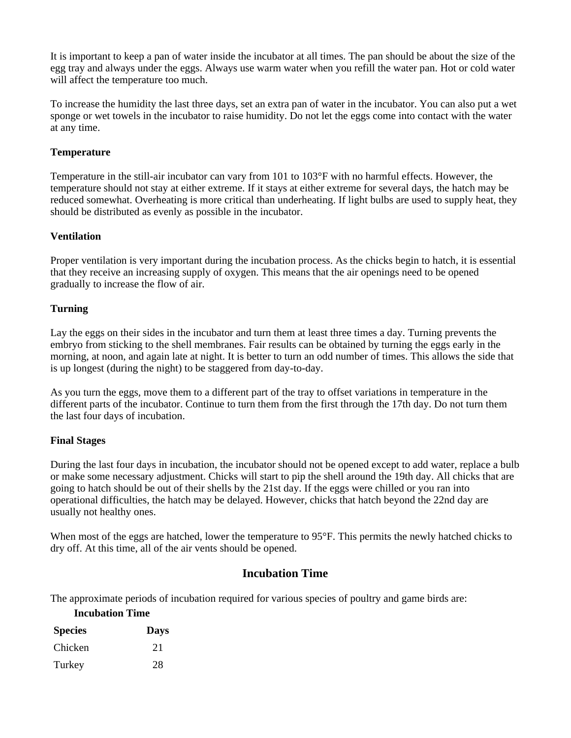It is important to keep a pan of water inside the incubator at all times. The pan should be about the size of the egg tray and always under the eggs. Always use warm water when you refill the water pan. Hot or cold water will affect the temperature too much.

To increase the humidity the last three days, set an extra pan of water in the incubator. You can also put a wet sponge or wet towels in the incubator to raise humidity. Do not let the eggs come into contact with the water at any time.

### Temperature

Temperature in the still-air incubator can vary from 101 to 103°F with no harmful effects. However, the temperature should not stay at either extreme. If it stays at either extreme for several days, the hatch may be reduced somewhat. Overheating is more critical than underheating. If light bulbs are used to supply heat, they should be distributed as evenly as possible in the incubator.

### Ventilation

Proper ventilation is very important during the incubation process. As the chicks begin to hatch, it is essential that they receive an increasing supply of oxygen. This means that the air openings need to be opened gradually to increase the flow of air.

### Turning

Lay the eggs on their sides in the incubator and turn them at least three times a day. Turning prevents the embryo from sticking to the shell membranes. Fair results can be obtained by turning the eggs early in the morning, at noon, and again late at night. It is better to turn an odd number of times. This allows the side that is up longest (during the night) to be staggered from day-to-day.

As you turn the eggs, move them to a different part of the tray to offset variations in temperature in the different parts of the incubator. Continue to turn them from the first through the 17th day. Do not turn them the last four days of incubation.

### Final Stages

During the last four days in incubation, the incubator should not be opened except to add water, replace a bulb or make some necessary adjustment. Chicks will start to pip the shell around the 19th day. All chicks that are going to hatch should be out of their shells by the 21st day. If the eggs were chilled or you ran into operational difficulties, the hatch may be delayed. However, chicks that hatch beyond the 22nd day are usually not healthy ones.

When most of the eggs are hatched, lower the temperature to 95°F. This permits the newly hatched chicks to dry off. At this time, all of the air vents should be opened.

## Incubation Time

The approximate periods of incubation required for various species of poultry and game birds are:

**Incubation Time**

| Species | Days |
| --- | --- |
| Chicken | 21 |
| Turkey | 28 |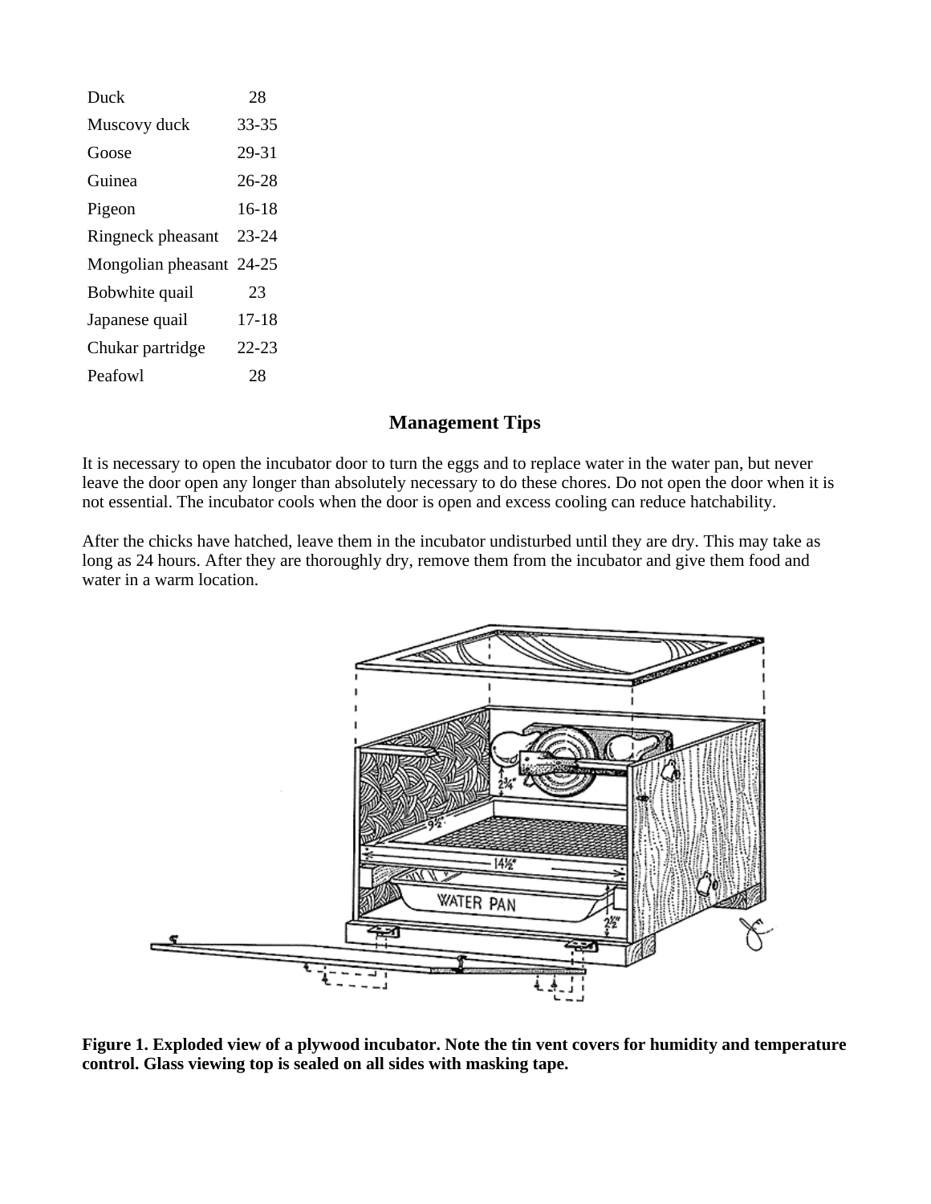| | |
|---|---|
| Duck | 28 |
| Muscovy duck | 33-35 |
| Goose | 29-31 |
| Guinea | 26-28 |
| Pigeon | 16-18 |
| Ringneck pheasant | 23-24 |
| Mongolian pheasant | 24-25 |
| Bobwhite quail | 23 |
| Japanese quail | 17-18 |
| Chukar partridge | 22-23 |
| Peafowl | 28 |

## Management Tips

It is necessary to open the incubator door to turn the eggs and to replace water in the water pan, but never leave the door open any longer than absolutely necessary to do these chores. Do not open the door when it is not essential. The incubator cools when the door is open and excess cooling can reduce hatchability.

After the chicks have hatched, leave them in the incubator undisturbed until they are dry. This may take as long as 24 hours. After they are thoroughly dry, remove them from the incubator and give them food and water in a warm location.

**Figure 1. Exploded view of a plywood incubator. Note the tin vent covers for humidity and temperature control. Glass viewing top is sealed on all sides with masking tape.**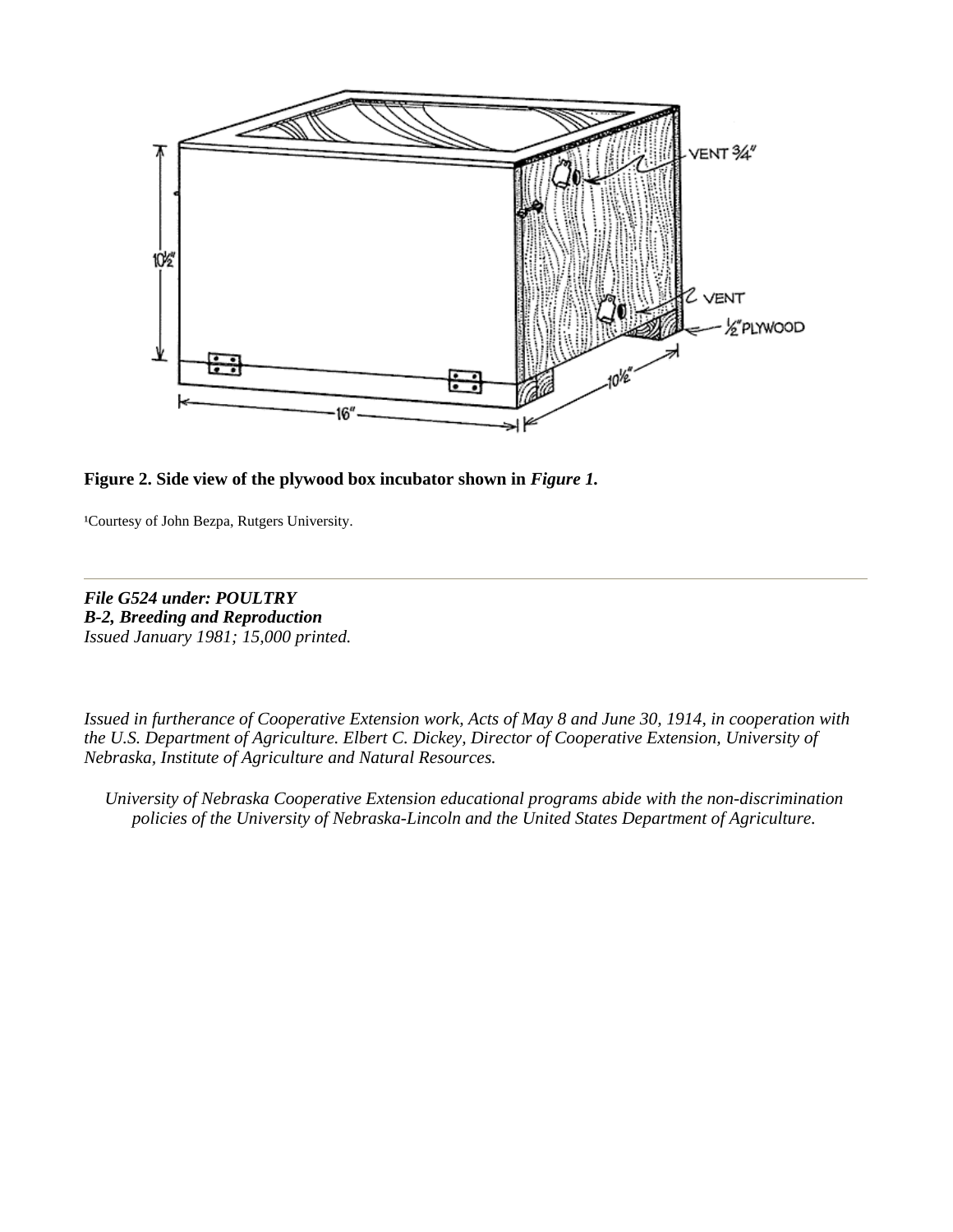VENT 3/4"

VENT

1/2" PLYWOOD

10 1/2"

10 1/2"

16"

**Figure 2. Side view of the plywood box incubator shown in *Figure 1*.**

[1]Courtesy of John Bezpa, Rutgers University.

---

***File G524 under: POULTRY***
***B-2, Breeding and Reproduction***
*Issued January 1981; 15,000 printed.*

*Issued in furtherance of Cooperative Extension work, Acts of May 8 and June 30, 1914, in cooperation with the U.S. Department of Agriculture. Elbert C. Dickey, Director of Cooperative Extension, University of Nebraska, Institute of Agriculture and Natural Resources.*

*University of Nebraska Cooperative Extension educational programs abide with the non-discrimination policies of the University of Nebraska-Lincoln and the United States Department of Agriculture.*